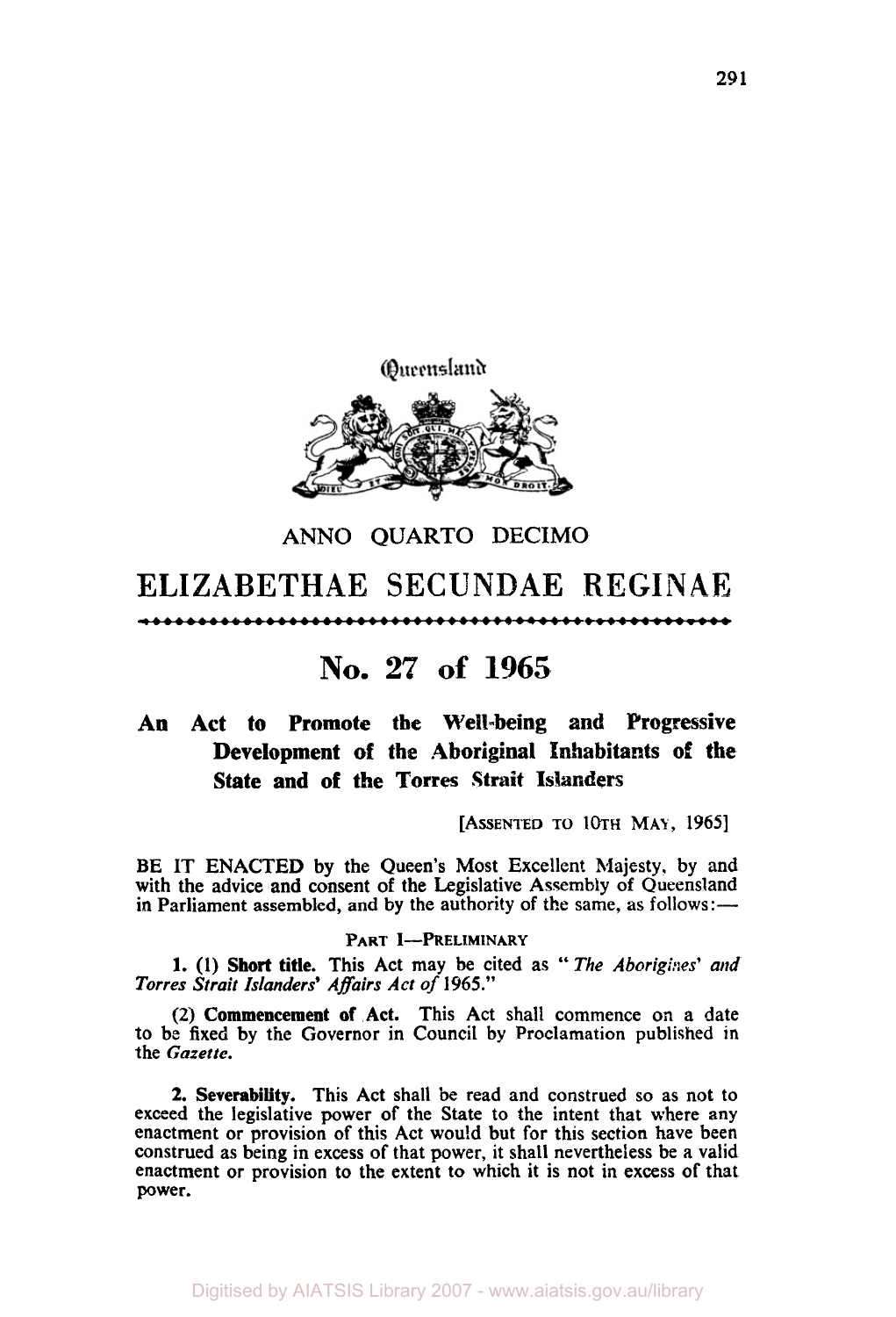Queensland

ANNO QUARTO DECIMO

# ELIZABETHAE SECUNDAE REGINAE

## No. 27 of 1965

**An Act to Promote the Well-being and Progressive Development of the Aboriginal Inhabitants of the State and of the Torres Strait Islanders**

[ASSENTED TO 10TH MAY, 1965]

BE IT ENACTED by the Queen's Most Excellent Majesty, by and with the advice and consent of the Legislative Assembly of Queensland in Parliament assembled, and by the authority of the same, as follows:—

PART I—PRELIMINARY

**1.** (1) **Short title.** This Act may be cited as "*The Aborigines' and Torres Strait Islanders' Affairs Act of* 1965."

(2) **Commencement of Act.** This Act shall commence on a date to be fixed by the Governor in Council by Proclamation published in the *Gazette*.

**2. Severability.** This Act shall be read and construed so as not to exceed the legislative power of the State to the intent that where any enactment or provision of this Act would but for this section have been construed as being in excess of that power, it shall nevertheless be a valid enactment or provision to the extent to which it is not in excess of that power.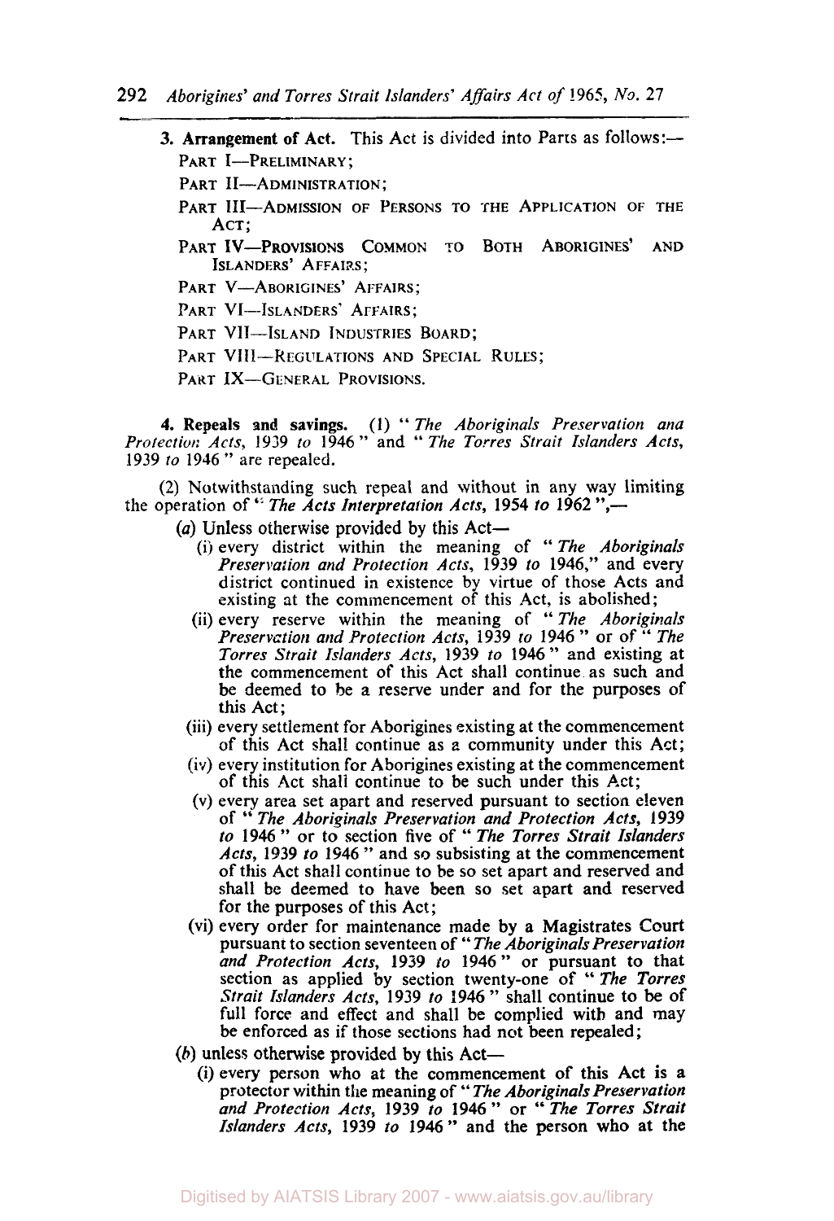**3. Arrangement of Act.** This Act is divided into Parts as follows:—

PART I—PRELIMINARY;

PART II—ADMINISTRATION;

PART III—ADMISSION OF PERSONS TO THE APPLICATION OF THE ACT;

PART IV—PROVISIONS COMMON TO BOTH ABORIGINES' AND ISLANDERS' AFFAIRS;

PART V—ABORIGINES' AFFAIRS;

PART VI—ISLANDERS' AFFAIRS;

PART VII—ISLAND INDUSTRIES BOARD;

PART VIII—REGULATIONS AND SPECIAL RULES;

PART IX—GENERAL PROVISIONS.

**4. Repeals and savings.** (1) "*The Aboriginals Preservation and Protection Acts*, 1939 *to* 1946" and "*The Torres Strait Islanders Acts*, 1939 *to* 1946" are repealed.

(2) Notwithstanding such repeal and without in any way limiting the operation of "*The Acts Interpretation Acts*, 1954 *to* 1962",—

(*a*) Unless otherwise provided by this Act—

(i) every district within the meaning of "*The Aboriginals Preservation and Protection Acts*, 1939 *to* 1946," and every district continued in existence by virtue of those Acts and existing at the commencement of this Act, is abolished;

(ii) every reserve within the meaning of "*The Aboriginals Preservation and Protection Acts*, 1939 *to* 1946" or of "*The Torres Strait Islanders Acts*, 1939 *to* 1946" and existing at the commencement of this Act shall continue as such and be deemed to be a reserve under and for the purposes of this Act;

(iii) every settlement for Aborigines existing at the commencement of this Act shall continue as a community under this Act;

(iv) every institution for Aborigines existing at the commencement of this Act shall continue to be such under this Act;

(v) every area set apart and reserved pursuant to section eleven of "*The Aboriginals Preservation and Protection Acts*, 1939 *to* 1946" or to section five of "*The Torres Strait Islanders Acts*, 1939 *to* 1946" and so subsisting at the commencement of this Act shall continue to be so set apart and reserved and shall be deemed to have been so set apart and reserved for the purposes of this Act;

(vi) every order for maintenance made by a Magistrates Court pursuant to section seventeen of "*The Aboriginals Preservation and Protection Acts*, 1939 *to* 1946" or pursuant to that section as applied by section twenty-one of "*The Torres Strait Islanders Acts*, 1939 *to* 1946" shall continue to be of full force and effect and shall be complied with and may be enforced as if those sections had not been repealed;

(*b*) unless otherwise provided by this Act—

(i) every person who at the commencement of this Act is a protector within the meaning of "*The Aboriginals Preservation and Protection Acts*, 1939 *to* 1946" or "*The Torres Strait Islanders Acts*, 1939 *to* 1946" and the person who at the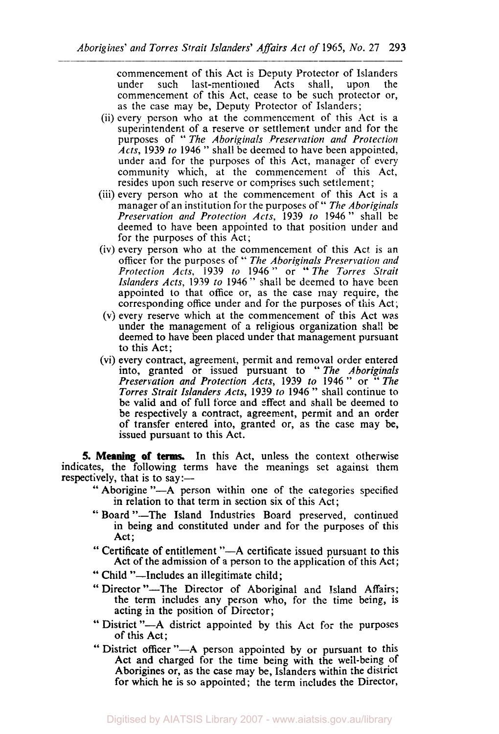commencement of this Act is Deputy Protector of Islanders under such last-mentioned Acts shall, upon the commencement of this Act, cease to be such protector or, as the case may be, Deputy Protector of Islanders;

(ii) every person who at the commencement of this Act is a superintendent of a reserve or settlement under and for the purposes of "*The Aboriginals Preservation and Protection Acts*, 1939 *to* 1946" shall be deemed to have been appointed, under and for the purposes of this Act, manager of every community which, at the commencement of this Act, resides upon such reserve or comprises such settlement;

(iii) every person who at the commencement of this Act is a manager of an institution for the purposes of "*The Aboriginals Preservation and Protection Acts*, 1939 *to* 1946" shall be deemed to have been appointed to that position under and for the purposes of this Act;

(iv) every person who at the commencement of this Act is an officer for the purposes of "*The Aboriginals Preservation and Protection Acts*, 1939 *to* 1946" or "*The Torres Strait Islanders Acts*, 1939 *to* 1946" shall be deemed to have been appointed to that office or, as the case may require, the corresponding office under and for the purposes of this Act;

(v) every reserve which at the commencement of this Act was under the management of a religious organization shall be deemed to have been placed under that management pursuant to this Act;

(vi) every contract, agreement, permit and removal order entered into, granted or issued pursuant to "*The Aboriginals Preservation and Protection Acts*, 1939 *to* 1946" or "*The Torres Strait Islanders Acts*, 1939 *to* 1946" shall continue to be valid and of full force and effect and shall be deemed to be respectively a contract, agreement, permit and an order of transfer entered into, granted or, as the case may be, issued pursuant to this Act.

**5. Meaning of terms.** In this Act, unless the context otherwise indicates, the following terms have the meanings set against them respectively, that is to say:—

"Aborigine"—A person within one of the categories specified in relation to that term in section six of this Act;

"Board"—The Island Industries Board preserved, continued in being and constituted under and for the purposes of this Act;

"Certificate of entitlement"—A certificate issued pursuant to this Act of the admission of a person to the application of this Act;

"Child"—Includes an illegitimate child;

"Director"—The Director of Aboriginal and Island Affairs; the term includes any person who, for the time being, is acting in the position of Director;

"District"—A district appointed by this Act for the purposes of this Act;

"District officer"—A person appointed by or pursuant to this Act and charged for the time being with the well-being of Aborigines or, as the case may be, Islanders within the district for which he is so appointed; the term includes the Director,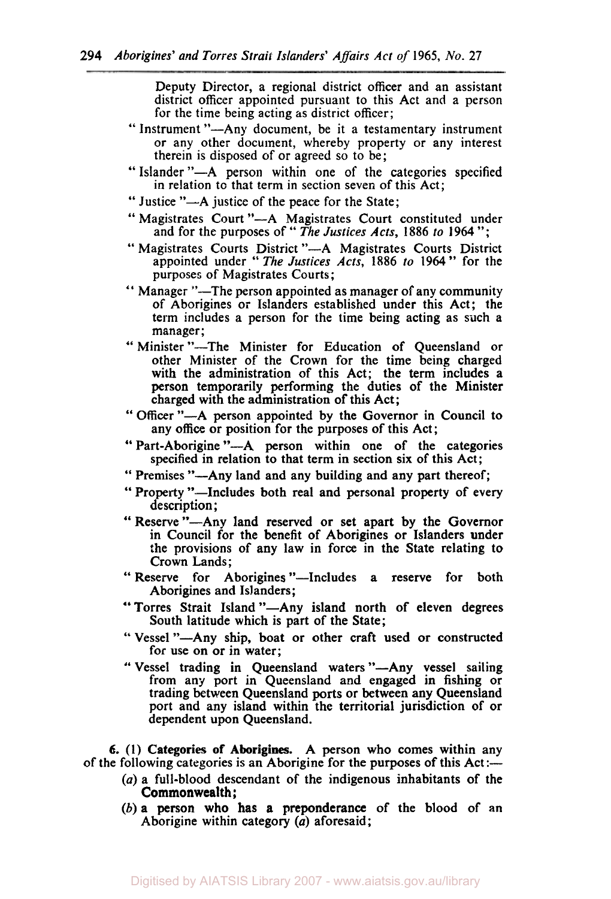Deputy Director, a regional district officer and an assistant district officer appointed pursuant to this Act and a person for the time being acting as district officer;

"Instrument"—Any document, be it a testamentary instrument or any other document, whereby property or any interest therein is disposed of or agreed so to be;

"Islander"—A person within one of the categories specified in relation to that term in section seven of this Act;

"Justice"—A justice of the peace for the State;

"Magistrates Court"—A Magistrates Court constituted under and for the purposes of "*The Justices Acts*, 1886 *to* 1964";

"Magistrates Courts District"—A Magistrates Courts District appointed under "*The Justices Acts*, 1886 *to* 1964" for the purposes of Magistrates Courts;

"Manager"—The person appointed as manager of any community of Aborigines or Islanders established under this Act; the term includes a person for the time being acting as such a manager;

"Minister"—The Minister for Education of Queensland or other Minister of the Crown for the time being charged with the administration of this Act; the term includes a person temporarily performing the duties of the Minister charged with the administration of this Act;

"Officer"—A person appointed by the Governor in Council to any office or position for the purposes of this Act;

"Part-Aborigine"—A person within one of the categories specified in relation to that term in section six of this Act;

"Premises"—Any land and any building and any part thereof;

"Property"—Includes both real and personal property of every description;

"Reserve"—Any land reserved or set apart by the Governor in Council for the benefit of Aborigines or Islanders under the provisions of any law in force in the State relating to Crown Lands;

"Reserve for Aborigines"—Includes a reserve for both Aborigines and Islanders;

"Torres Strait Island"—Any island north of eleven degrees South latitude which is part of the State;

"Vessel"—Any ship, boat or other craft used or constructed for use on or in water;

"Vessel trading in Queensland waters"—Any vessel sailing from any port in Queensland and engaged in fishing or trading between Queensland ports or between any Queensland port and any island within the territorial jurisdiction of or dependent upon Queensland.

**6.** (1) **Categories of Aborigines.** A person who comes within any of the following categories is an Aborigine for the purposes of this Act:—

(*a*) a full-blood descendant of the indigenous inhabitants of the Commonwealth;

(*b*) a person who has a preponderance of the blood of an Aborigine within category (*a*) aforesaid;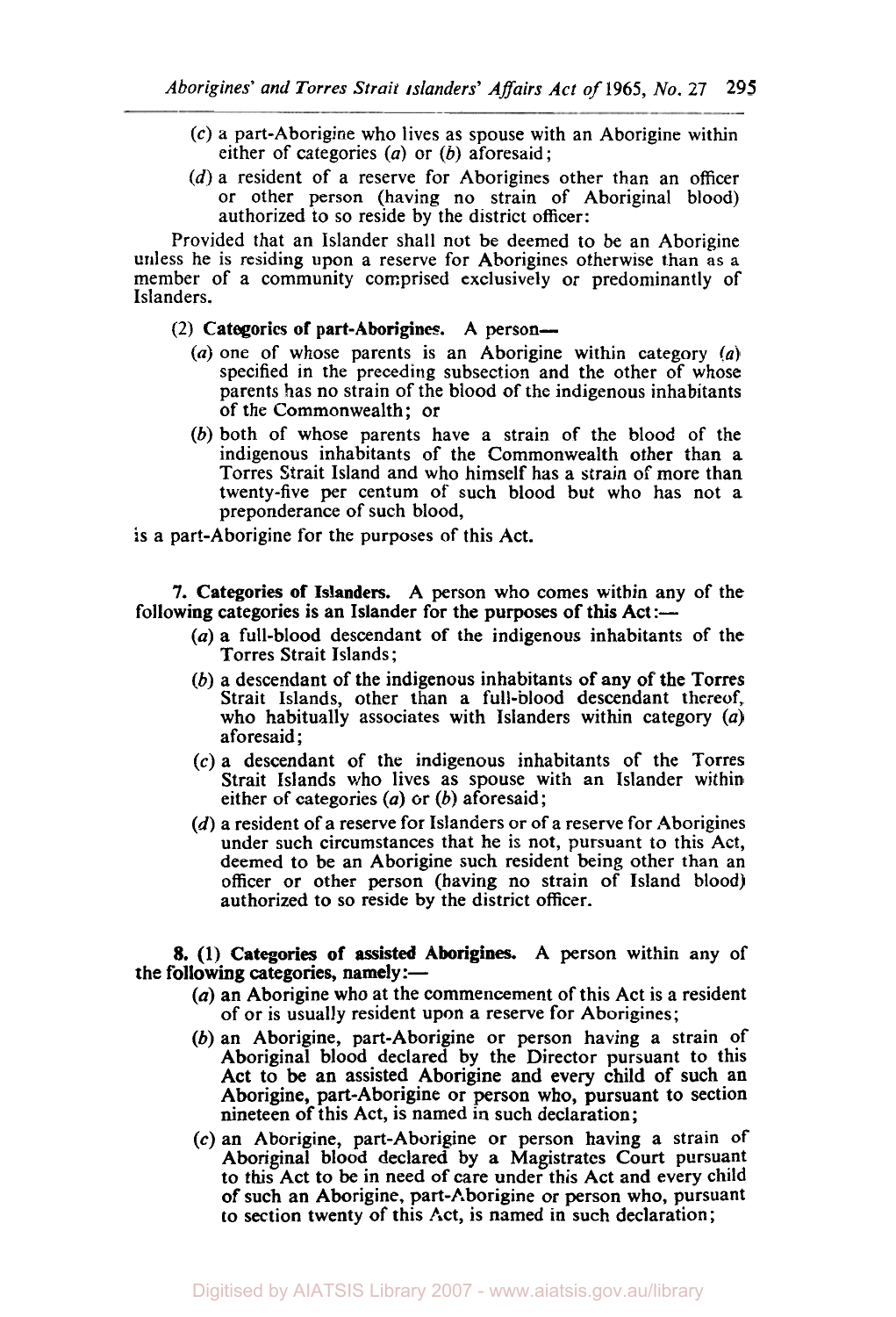(*c*) a part-Aborigine who lives as spouse with an Aborigine within either of categories (*a*) or (*b*) aforesaid;

(*d*) a resident of a reserve for Aborigines other than an officer or other person (having no strain of Aboriginal blood) authorized to so reside by the district officer:

Provided that an Islander shall not be deemed to be an Aborigine unless he is residing upon a reserve for Aborigines otherwise than as a member of a community comprised exclusively or predominantly of Islanders.

(2) **Categories of part-Aborigines.** A person—

(*a*) one of whose parents is an Aborigine within category (*a*) specified in the preceding subsection and the other of whose parents has no strain of the blood of the indigenous inhabitants of the Commonwealth; or

(*b*) both of whose parents have a strain of the blood of the indigenous inhabitants of the Commonwealth other than a Torres Strait Island and who himself has a strain of more than twenty-five per centum of such blood but who has not a preponderance of such blood,

is a part-Aborigine for the purposes of this Act.

**7. Categories of Islanders.** A person who comes within any of the following categories is an Islander for the purposes of this Act:—

(*a*) a full-blood descendant of the indigenous inhabitants of the Torres Strait Islands;

(*b*) a descendant of the indigenous inhabitants of any of the Torres Strait Islands, other than a full-blood descendant thereof, who habitually associates with Islanders within category (*a*) aforesaid;

(*c*) a descendant of the indigenous inhabitants of the Torres Strait Islands who lives as spouse with an Islander within either of categories (*a*) or (*b*) aforesaid;

(*d*) a resident of a reserve for Islanders or of a reserve for Aborigines under such circumstances that he is not, pursuant to this Act, deemed to be an Aborigine such resident being other than an officer or other person (having no strain of Island blood) authorized to so reside by the district officer.

**8. (1) Categories of assisted Aborigines.** A person within any of the following categories, namely:—

(*a*) an Aborigine who at the commencement of this Act is a resident of or is usually resident upon a reserve for Aborigines;

(*b*) an Aborigine, part-Aborigine or person having a strain of Aboriginal blood declared by the Director pursuant to this Act to be an assisted Aborigine and every child of such an Aborigine, part-Aborigine or person who, pursuant to section nineteen of this Act, is named in such declaration;

(*c*) an Aborigine, part-Aborigine or person having a strain of Aboriginal blood declared by a Magistrates Court pursuant to this Act to be in need of care under this Act and every child of such an Aborigine, part-Aborigine or person who, pursuant to section twenty of this Act, is named in such declaration;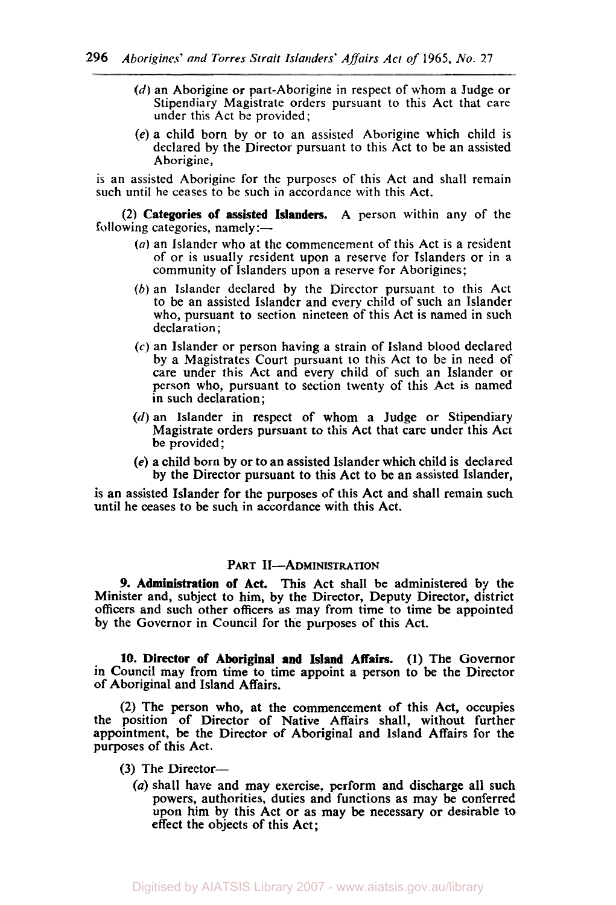(*d*) an Aborigine or part-Aborigine in respect of whom a Judge or Stipendiary Magistrate orders pursuant to this Act that care under this Act be provided;

(*e*) a child born by or to an assisted Aborigine which child is declared by the Director pursuant to this Act to be an assisted Aborigine,

is an assisted Aborigine for the purposes of this Act and shall remain such until he ceases to be such in accordance with this Act.

(2) **Categories of assisted Islanders.** A person within any of the following categories, namely:—

(*a*) an Islander who at the commencement of this Act is a resident of or is usually resident upon a reserve for Islanders or in a community of Islanders upon a reserve for Aborigines;

(*b*) an Islander declared by the Director pursuant to this Act to be an assisted Islander and every child of such an Islander who, pursuant to section nineteen of this Act is named in such declaration;

(*c*) an Islander or person having a strain of Island blood declared by a Magistrates Court pursuant to this Act to be in need of care under this Act and every child of such an Islander or person who, pursuant to section twenty of this Act is named in such declaration;

(*d*) an Islander in respect of whom a Judge or Stipendiary Magistrate orders pursuant to this Act that care under this Act be provided;

(*e*) a child born by or to an assisted Islander which child is declared by the Director pursuant to this Act to be an assisted Islander,

is an assisted Islander for the purposes of this Act and shall remain such until he ceases to be such in accordance with this Act.

## PART II—ADMINISTRATION

**9. Administration of Act.** This Act shall be administered by the Minister and, subject to him, by the Director, Deputy Director, district officers and such other officers as may from time to time be appointed by the Governor in Council for the purposes of this Act.

**10. Director of Aboriginal and Island Affairs.** (1) The Governor in Council may from time to time appoint a person to be the Director of Aboriginal and Island Affairs.

(2) The person who, at the commencement of this Act, occupies the position of Director of Native Affairs shall, without further appointment, be the Director of Aboriginal and Island Affairs for the purposes of this Act.

(3) The Director—

(*a*) shall have and may exercise, perform and discharge all such powers, authorities, duties and functions as may be conferred upon him by this Act or as may be necessary or desirable to effect the objects of this Act;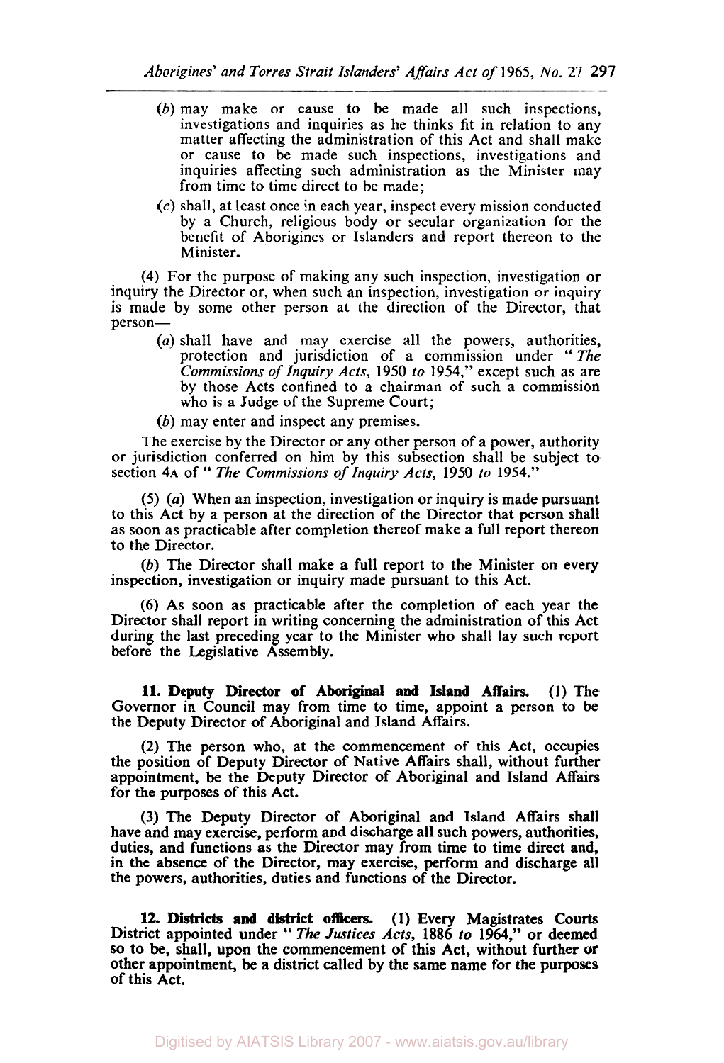(*b*) may make or cause to be made all such inspections, investigations and inquiries as he thinks fit in relation to any matter affecting the administration of this Act and shall make or cause to be made such inspections, investigations and inquiries affecting such administration as the Minister may from time to time direct to be made;

(*c*) shall, at least once in each year, inspect every mission conducted by a Church, religious body or secular organization for the benefit of Aborigines or Islanders and report thereon to the Minister.

(4) For the purpose of making any such inspection, investigation or inquiry the Director or, when such an inspection, investigation or inquiry is made by some other person at the direction of the Director, that person—

(*a*) shall have and may exercise all the powers, authorities, protection and jurisdiction of a commission under "*The Commissions of Inquiry Acts*, 1950 *to* 1954," except such as are by those Acts confined to a chairman of such a commission who is a Judge of the Supreme Court;

(*b*) may enter and inspect any premises.

The exercise by the Director or any other person of a power, authority or jurisdiction conferred on him by this subsection shall be subject to section 4A of "*The Commissions of Inquiry Acts*, 1950 *to* 1954."

(5) (*a*) When an inspection, investigation or inquiry is made pursuant to this Act by a person at the direction of the Director that person shall as soon as practicable after completion thereof make a full report thereon to the Director.

(*b*) The Director shall make a full report to the Minister on every inspection, investigation or inquiry made pursuant to this Act.

(6) As soon as practicable after the completion of each year the Director shall report in writing concerning the administration of this Act during the last preceding year to the Minister who shall lay such report before the Legislative Assembly.

**11. Deputy Director of Aboriginal and Island Affairs.** (1) The Governor in Council may from time to time, appoint a person to be the Deputy Director of Aboriginal and Island Affairs.

(2) The person who, at the commencement of this Act, occupies the position of Deputy Director of Native Affairs shall, without further appointment, be the Deputy Director of Aboriginal and Island Affairs for the purposes of this Act.

(3) The Deputy Director of Aboriginal and Island Affairs shall have and may exercise, perform and discharge all such powers, authorities, duties, and functions as the Director may from time to time direct and, in the absence of the Director, may exercise, perform and discharge all the powers, authorities, duties and functions of the Director.

**12. Districts and district officers.** (1) Every Magistrates Courts District appointed under "*The Justices Acts*, 1886 *to* 1964," or deemed so to be, shall, upon the commencement of this Act, without further or other appointment, be a district called by the same name for the purposes of this Act.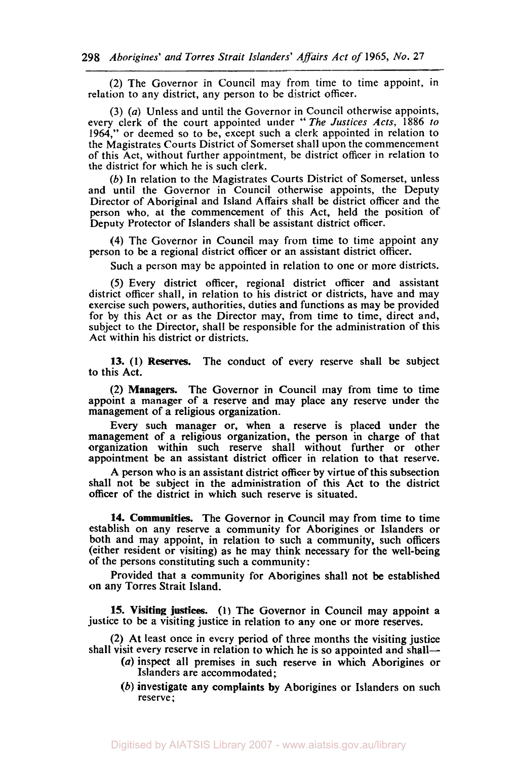(2) The Governor in Council may from time to time appoint, in relation to any district, any person to be district officer.

(3) (*a*) Unless and until the Governor in Council otherwise appoints, every clerk of the court appointed under "*The Justices Acts*, 1886 *to* 1964," or deemed so to be, except such a clerk appointed in relation to the Magistrates Courts District of Somerset shall upon the commencement of this Act, without further appointment, be district officer in relation to the district for which he is such clerk.

(*b*) In relation to the Magistrates Courts District of Somerset, unless and until the Governor in Council otherwise appoints, the Deputy Director of Aboriginal and Island Affairs shall be district officer and the person who, at the commencement of this Act, held the position of Deputy Protector of Islanders shall be assistant district officer.

(4) The Governor in Council may from time to time appoint any person to be a regional district officer or an assistant district officer.

Such a person may be appointed in relation to one or more districts.

(5) Every district officer, regional district officer and assistant district officer shall, in relation to his district or districts, have and may exercise such powers, authorities, duties and functions as may be provided for by this Act or as the Director may, from time to time, direct and, subject to the Director, shall be responsible for the administration of this Act within his district or districts.

**13. (1) Reserves.** The conduct of every reserve shall be subject to this Act.

(2) **Managers.** The Governor in Council may from time to time appoint a manager of a reserve and may place any reserve under the management of a religious organization.

Every such manager or, when a reserve is placed under the management of a religious organization, the person in charge of that organization within such reserve shall without further or other appointment be an assistant district officer in relation to that reserve.

A person who is an assistant district officer by virtue of this subsection shall not be subject in the administration of this Act to the district officer of the district in which such reserve is situated.

**14. Communities.** The Governor in Council may from time to time establish on any reserve a community for Aborigines or Islanders or both and may appoint, in relation to such a community, such officers (either resident or visiting) as he may think necessary for the well-being of the persons constituting such a community:

Provided that a community for Aborigines shall not be established on any Torres Strait Island.

**15. Visiting justices.** (1) The Governor in Council may appoint a justice to be a visiting justice in relation to any one or more reserves.

(2) At least once in every period of three months the visiting justice shall visit every reserve in relation to which he is so appointed and shall—

- (*a*) inspect all premises in such reserve in which Aborigines or Islanders are accommodated;
- (*b*) investigate any complaints by Aborigines or Islanders on such reserve;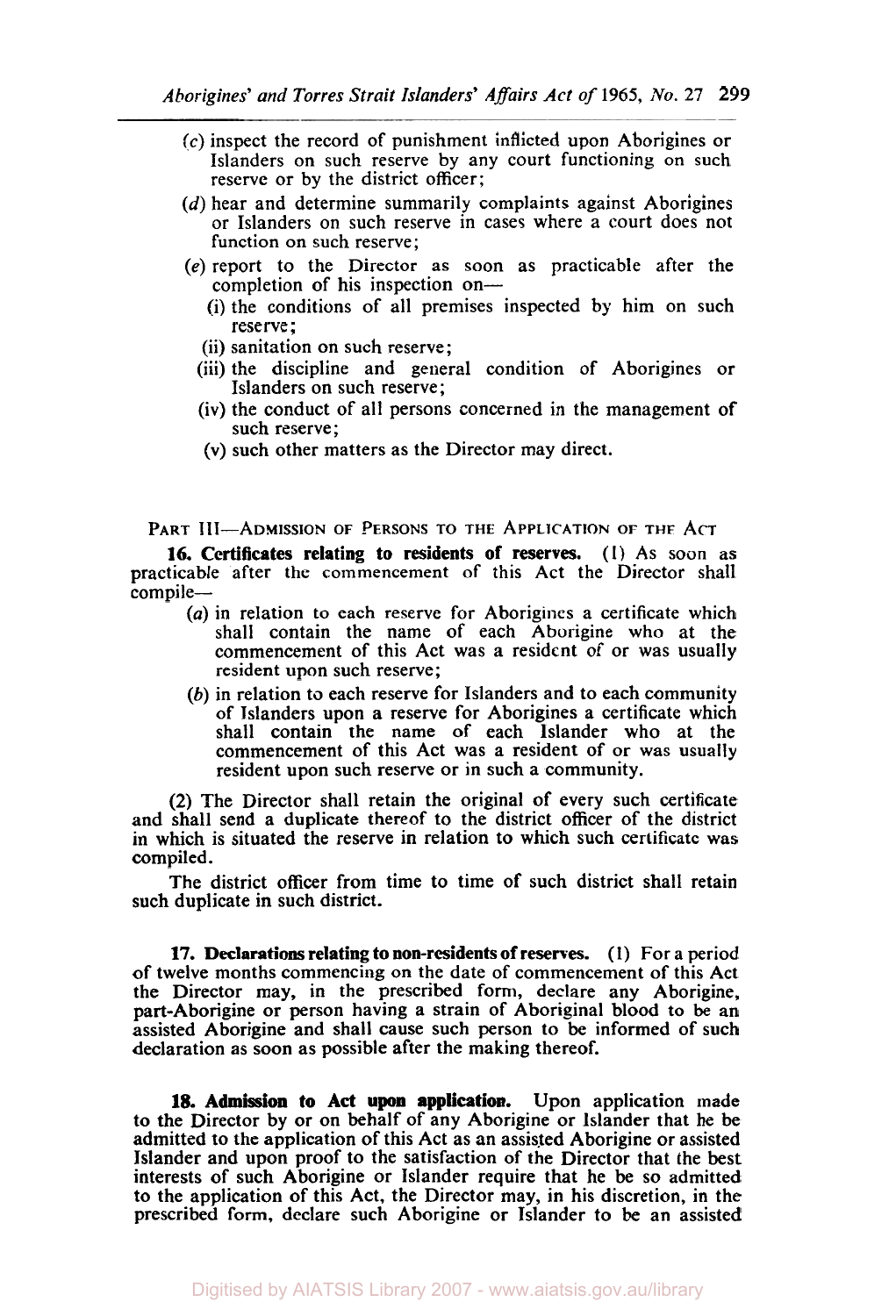(c) inspect the record of punishment inflicted upon Aborigines or Islanders on such reserve by any court functioning on such reserve or by the district officer;

(d) hear and determine summarily complaints against Aborigines or Islanders on such reserve in cases where a court does not function on such reserve;

(e) report to the Director as soon as practicable after the completion of his inspection on—

(i) the conditions of all premises inspected by him on such reserve;

(ii) sanitation on such reserve;

(iii) the discipline and general condition of Aborigines or Islanders on such reserve;

(iv) the conduct of all persons concerned in the management of such reserve;

(v) such other matters as the Director may direct.

## PART III—ADMISSION OF PERSONS TO THE APPLICATION OF THE ACT

**16. Certificates relating to residents of reserves.** (1) As soon as practicable after the commencement of this Act the Director shall compile—

(a) in relation to each reserve for Aborigines a certificate which shall contain the name of each Aborigine who at the commencement of this Act was a resident of or was usually resident upon such reserve;

(b) in relation to each reserve for Islanders and to each community of Islanders upon a reserve for Aborigines a certificate which shall contain the name of each Islander who at the commencement of this Act was a resident of or was usually resident upon such reserve or in such a community.

(2) The Director shall retain the original of every such certificate and shall send a duplicate thereof to the district officer of the district in which is situated the reserve in relation to which such certificate was compiled.

The district officer from time to time of such district shall retain such duplicate in such district.

**17. Declarations relating to non-residents of reserves.** (1) For a period of twelve months commencing on the date of commencement of this Act the Director may, in the prescribed form, declare any Aborigine, part-Aborigine or person having a strain of Aboriginal blood to be an assisted Aborigine and shall cause such person to be informed of such declaration as soon as possible after the making thereof.

**18. Admission to Act upon application.** Upon application made to the Director by or on behalf of any Aborigine or Islander that he be admitted to the application of this Act as an assisted Aborigine or assisted Islander and upon proof to the satisfaction of the Director that the best interests of such Aborigine or Islander require that he be so admitted to the application of this Act, the Director may, in his discretion, in the prescribed form, declare such Aborigine or Islander to be an assisted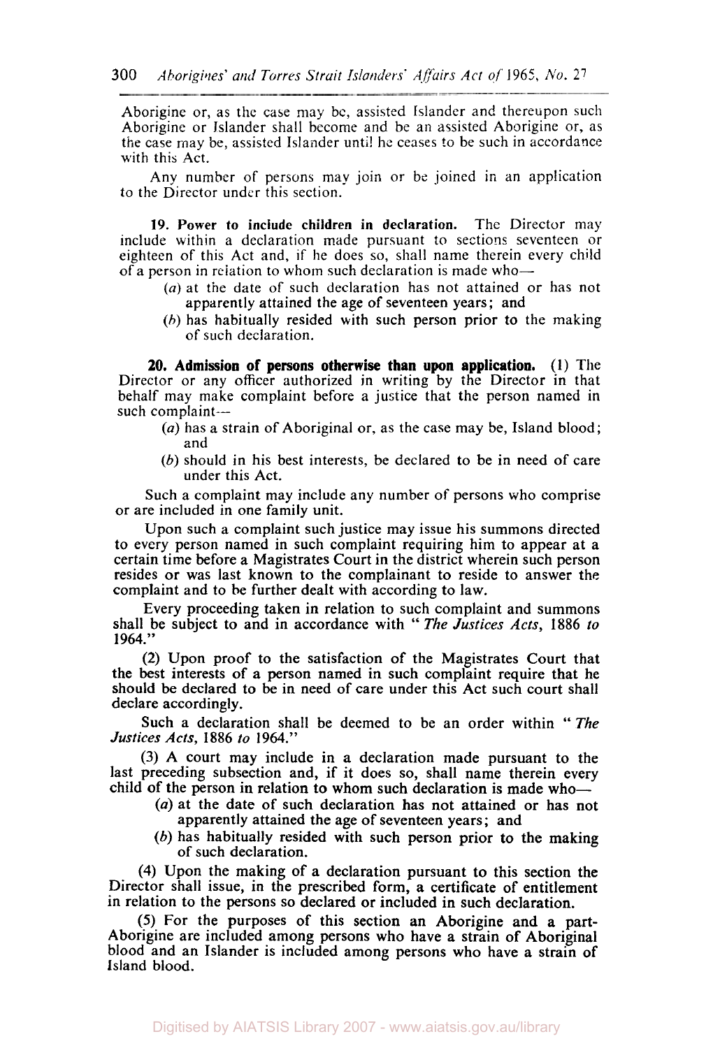Aborigine or, as the case may be, assisted Islander and thereupon such Aborigine or Islander shall become and be an assisted Aborigine or, as the case may be, assisted Islander until he ceases to be such in accordance with this Act.

Any number of persons may join or be joined in an application to the Director under this section.

**19. Power to include children in declaration.** The Director may include within a declaration made pursuant to sections seventeen or eighteen of this Act and, if he does so, shall name therein every child of a person in relation to whom such declaration is made who—

(*a*) at the date of such declaration has not attained or has not apparently attained the age of seventeen years; and

(*b*) has habitually resided with such person prior to the making of such declaration.

**20. Admission of persons otherwise than upon application.** (1) The Director or any officer authorized in writing by the Director in that behalf may make complaint before a justice that the person named in such complaint—

(*a*) has a strain of Aboriginal or, as the case may be, Island blood; and

(*b*) should in his best interests, be declared to be in need of care under this Act.

Such a complaint may include any number of persons who comprise or are included in one family unit.

Upon such a complaint such justice may issue his summons directed to every person named in such complaint requiring him to appear at a certain time before a Magistrates Court in the district wherein such person resides or was last known to the complainant to reside to answer the complaint and to be further dealt with according to law.

Every proceeding taken in relation to such complaint and summons shall be subject to and in accordance with "*The Justices Acts*, 1886 *to* 1964."

(2) Upon proof to the satisfaction of the Magistrates Court that the best interests of a person named in such complaint require that he should be declared to be in need of care under this Act such court shall declare accordingly.

Such a declaration shall be deemed to be an order within "*The Justices Acts*, 1886 *to* 1964."

(3) A court may include in a declaration made pursuant to the last preceding subsection and, if it does so, shall name therein every child of the person in relation to whom such declaration is made who—

(*a*) at the date of such declaration has not attained or has not apparently attained the age of seventeen years; and

(*b*) has habitually resided with such person prior to the making of such declaration.

(4) Upon the making of a declaration pursuant to this section the Director shall issue, in the prescribed form, a certificate of entitlement in relation to the persons so declared or included in such declaration.

(5) For the purposes of this section an Aborigine and a part-Aborigine are included among persons who have a strain of Aboriginal blood and an Islander is included among persons who have a strain of Island blood.